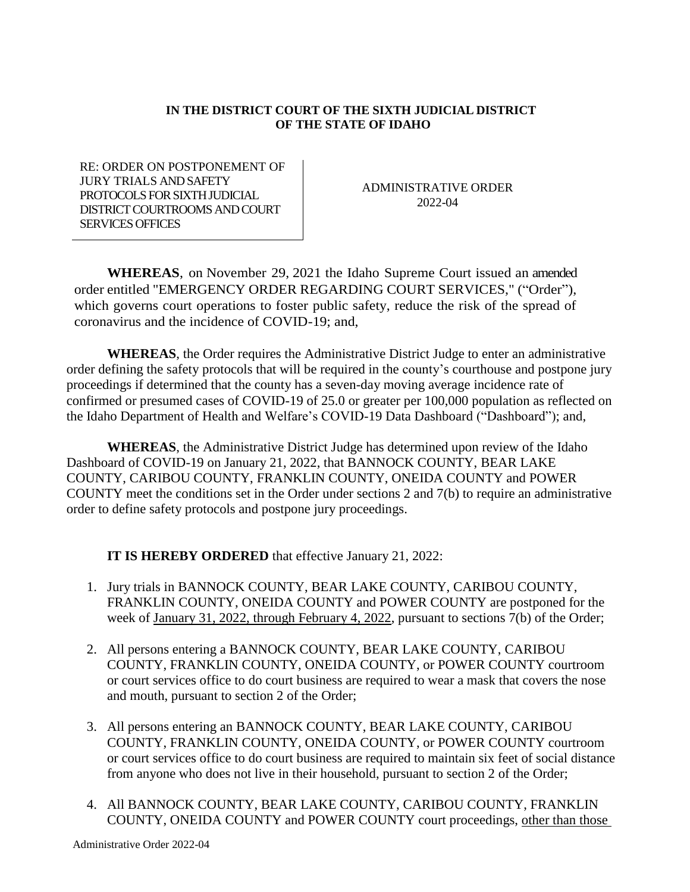**IN THE DISTRICT COURT OF THE SIXTH JUDICIAL DISTRICT OF THE STATE OF IDAHO**

| RE: ORDER ON POSTPONEMENT OF JURY TRIALS AND SAFETY PROTOCOLS FOR SIXTH JUDICIAL DISTRICT COURTROOMS AND COURT SERVICES OFFICES | ADMINISTRATIVE ORDER 2022-04 |
|---|---|

**WHEREAS**, on November 29, 2021 the Idaho Supreme Court issued an amended order entitled "EMERGENCY ORDER REGARDING COURT SERVICES," ("Order"), which governs court operations to foster public safety, reduce the risk of the spread of coronavirus and the incidence of COVID-19; and,

**WHEREAS**, the Order requires the Administrative District Judge to enter an administrative order defining the safety protocols that will be required in the county's courthouse and postpone jury proceedings if determined that the county has a seven-day moving average incidence rate of confirmed or presumed cases of COVID-19 of 25.0 or greater per 100,000 population as reflected on the Idaho Department of Health and Welfare's COVID-19 Data Dashboard ("Dashboard"); and,

**WHEREAS**, the Administrative District Judge has determined upon review of the Idaho Dashboard of COVID-19 on January 21, 2022, that BANNOCK COUNTY, BEAR LAKE COUNTY, CARIBOU COUNTY, FRANKLIN COUNTY, ONEIDA COUNTY and POWER COUNTY meet the conditions set in the Order under sections 2 and 7(b) to require an administrative order to define safety protocols and postpone jury proceedings.

**IT IS HEREBY ORDERED** that effective January 21, 2022:

1. Jury trials in BANNOCK COUNTY, BEAR LAKE COUNTY, CARIBOU COUNTY, FRANKLIN COUNTY, ONEIDA COUNTY and POWER COUNTY are postponed for the week of January 31, 2022, through February 4, 2022, pursuant to sections 7(b) of the Order;
2. All persons entering a BANNOCK COUNTY, BEAR LAKE COUNTY, CARIBOU COUNTY, FRANKLIN COUNTY, ONEIDA COUNTY, or POWER COUNTY courtroom or court services office to do court business are required to wear a mask that covers the nose and mouth, pursuant to section 2 of the Order;
3. All persons entering an BANNOCK COUNTY, BEAR LAKE COUNTY, CARIBOU COUNTY, FRANKLIN COUNTY, ONEIDA COUNTY, or POWER COUNTY courtroom or court services office to do court business are required to maintain six feet of social distance from anyone who does not live in their household, pursuant to section 2 of the Order;
4. All BANNOCK COUNTY, BEAR LAKE COUNTY, CARIBOU COUNTY, FRANKLIN COUNTY, ONEIDA COUNTY and POWER COUNTY court proceedings, other than those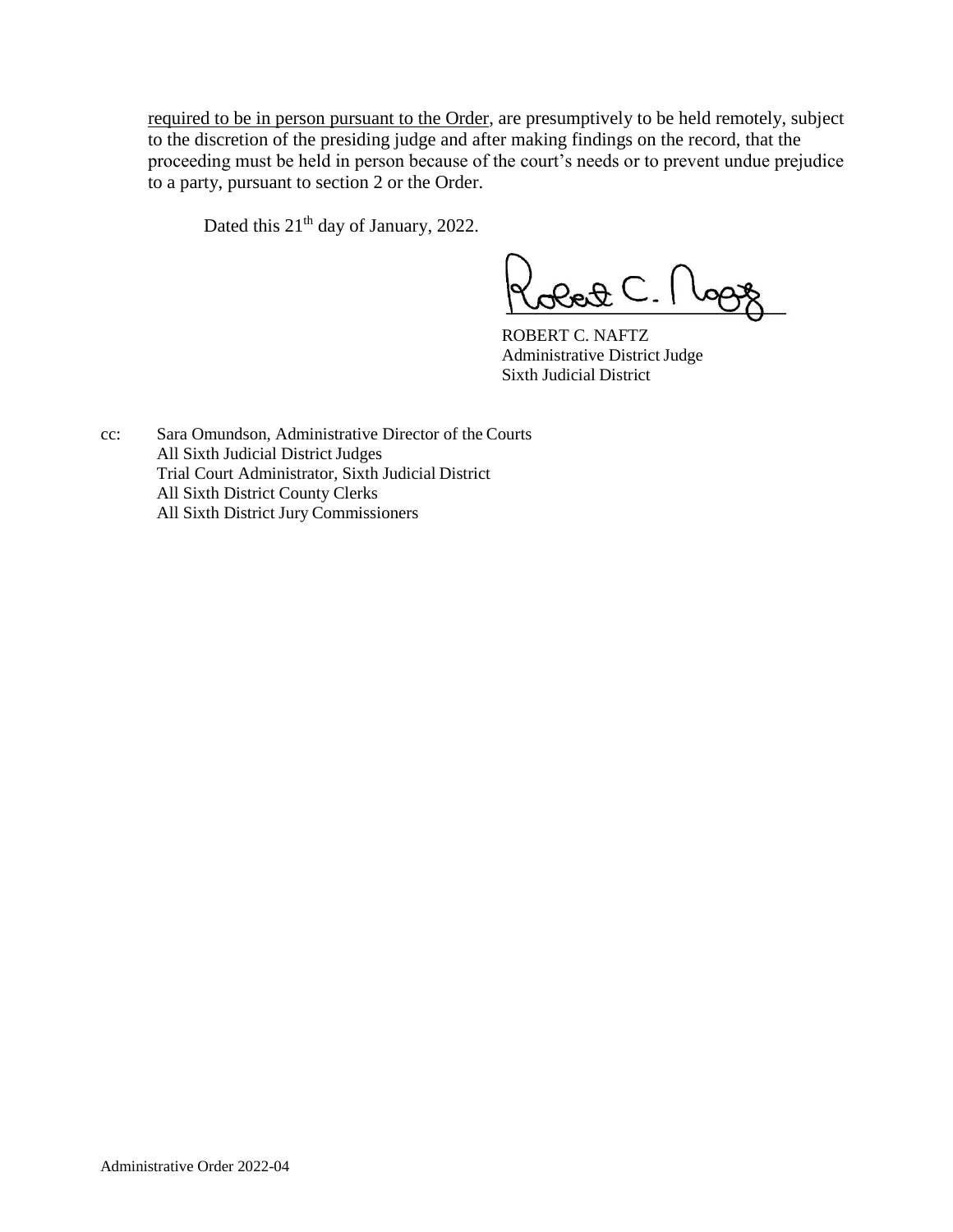<u>required to be in person pursuant to the Order</u>, are presumptively to be held remotely, subject to the discretion of the presiding judge and after making findings on the record, that the proceeding must be held in person because of the court's needs or to prevent undue prejudice to a party, pursuant to section 2 or the Order.

Dated this 21th day of January, 2022.

ROBERT C. NAFTZ
Administrative District Judge
Sixth Judicial District

cc: Sara Omundson, Administrative Director of the Courts
All Sixth Judicial District Judges
Trial Court Administrator, Sixth Judicial District
All Sixth District County Clerks
All Sixth District Jury Commissioners